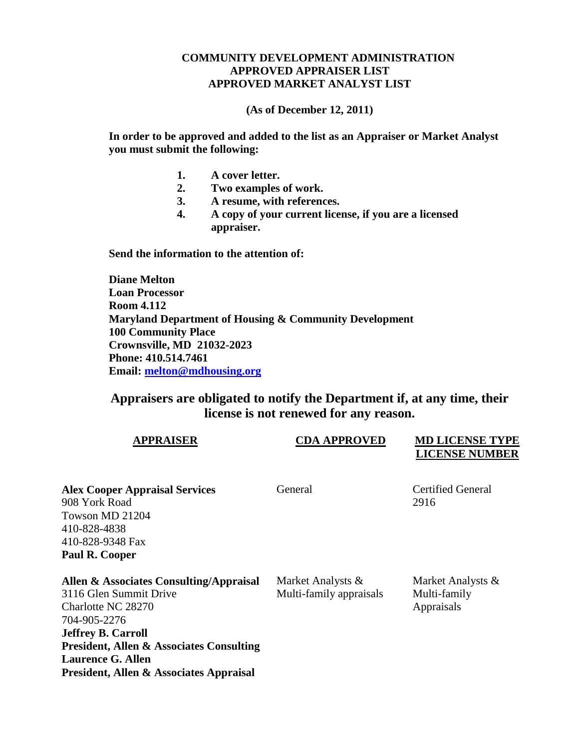**COMMUNITY DEVELOPMENT ADMINISTRATION**
**APPROVED APPRAISER LIST**
**APPROVED MARKET ANALYST LIST**

**(As of December 12, 2011)**

**In order to be approved and added to the list as an Appraiser or Market Analyst you must submit the following:**

1. **A cover letter.**
2. **Two examples of work.**
3. **A resume, with references.**
4. **A copy of your current license, if you are a licensed appraiser.**

**Send the information to the attention of:**

**Diane Melton**
**Loan Processor**
**Room 4.112**
**Maryland Department of Housing & Community Development**
**100 Community Place**
**Crownsville, MD 21032-2023**
**Phone: 410.514.7461**
**Email: melton@mdhousing.org**

## Appraisers are obligated to notify the Department if, at any time, their license is not renewed for any reason.

| APPRAISER | CDA APPROVED | MD LICENSE TYPE LICENSE NUMBER |
|---|---|---|
| **Alex Cooper Appraisal Services**<br>908 York Road<br>Towson MD 21204<br>410-828-4838<br>410-828-9348 Fax<br>**Paul R. Cooper** | General | Certified General<br>2916 |
| **Allen & Associates Consulting/Appraisal**<br>3116 Glen Summit Drive<br>Charlotte NC 28270<br>704-905-2276<br>**Jeffrey B. Carroll**<br>**President, Allen & Associates Consulting**<br>**Laurence G. Allen**<br>**President, Allen & Associates Appraisal** | Market Analysts & Multi-family appraisals | Market Analysts & Multi-family Appraisals |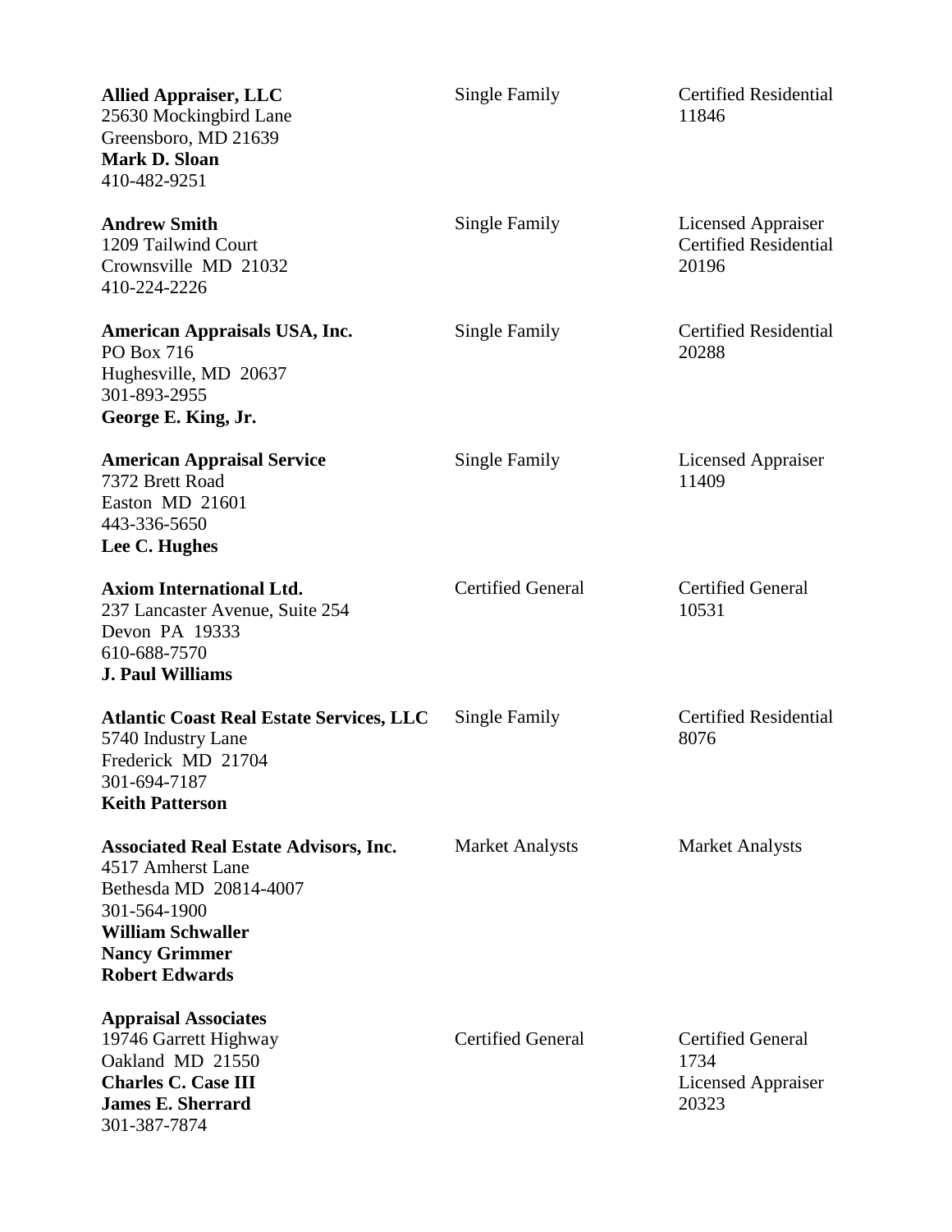| Appraiser | Type | License |
|---|---|---|
| **Allied Appraiser, LLC**<br>25630 Mockingbird Lane<br>Greensboro, MD 21639<br>**Mark D. Sloan**<br>410-482-9251 | Single Family | Certified Residential<br>11846 |
| **Andrew Smith**<br>1209 Tailwind Court<br>Crownsville MD 21032<br>410-224-2226 | Single Family | Licensed Appraiser<br>Certified Residential<br>20196 |
| **American Appraisals USA, Inc.**<br>PO Box 716<br>Hughesville, MD 20637<br>301-893-2955<br>**George E. King, Jr.** | Single Family | Certified Residential<br>20288 |
| **American Appraisal Service**<br>7372 Brett Road<br>Easton MD 21601<br>443-336-5650<br>**Lee C. Hughes** | Single Family | Licensed Appraiser<br>11409 |
| **Axiom International Ltd.**<br>237 Lancaster Avenue, Suite 254<br>Devon PA 19333<br>610-688-7570<br>**J. Paul Williams** | Certified General | Certified General<br>10531 |
| **Atlantic Coast Real Estate Services, LLC**<br>5740 Industry Lane<br>Frederick MD 21704<br>301-694-7187<br>**Keith Patterson** | Single Family | Certified Residential<br>8076 |
| **Associated Real Estate Advisors, Inc.**<br>4517 Amherst Lane<br>Bethesda MD 20814-4007<br>301-564-1900<br>**William Schwaller**<br>**Nancy Grimmer**<br>**Robert Edwards** | Market Analysts | Market Analysts |
| **Appraisal Associates**<br>19746 Garrett Highway<br>Oakland MD 21550<br>**Charles C. Case III**<br>**James E. Sherrard**<br>301-387-7874 | Certified General | Certified General<br>1734<br>Licensed Appraiser<br>20323 |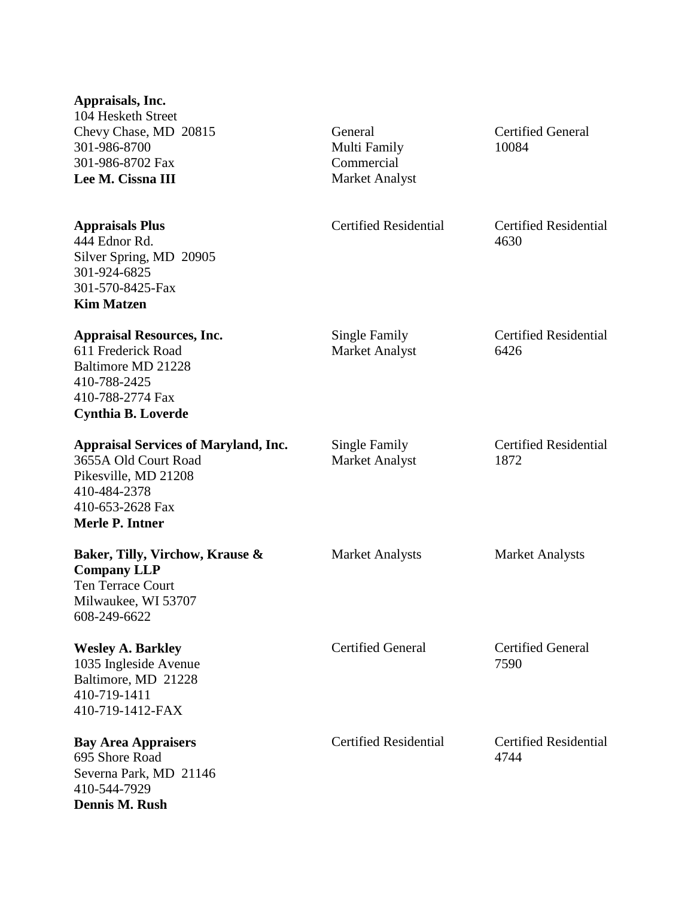| | | |
|---|---|---|
| **Appraisals, Inc.**<br>104 Hesketh Street<br>Chevy Chase, MD 20815<br>301-986-8700<br>301-986-8702 Fax<br>**Lee M. Cissna III** | General<br>Multi Family<br>Commercial<br>Market Analyst | Certified General<br>10084 |
| **Appraisals Plus**<br>444 Ednor Rd.<br>Silver Spring, MD 20905<br>301-924-6825<br>301-570-8425-Fax<br>**Kim Matzen** | Certified Residential | Certified Residential<br>4630 |
| **Appraisal Resources, Inc.**<br>611 Frederick Road<br>Baltimore MD 21228<br>410-788-2425<br>410-788-2774 Fax<br>**Cynthia B. Loverde** | Single Family<br>Market Analyst | Certified Residential<br>6426 |
| **Appraisal Services of Maryland, Inc.**<br>3655A Old Court Road<br>Pikesville, MD 21208<br>410-484-2378<br>410-653-2628 Fax<br>**Merle P. Intner** | Single Family<br>Market Analyst | Certified Residential<br>1872 |
| **Baker, Tilly, Virchow, Krause & Company LLP**<br>Ten Terrace Court<br>Milwaukee, WI 53707<br>608-249-6622 | Market Analysts | Market Analysts |
| **Wesley A. Barkley**<br>1035 Ingleside Avenue<br>Baltimore, MD 21228<br>410-719-1411<br>410-719-1412-FAX | Certified General | Certified General<br>7590 |
| **Bay Area Appraisers**<br>695 Shore Road<br>Severna Park, MD 21146<br>410-544-7929<br>**Dennis M. Rush** | Certified Residential | Certified Residential<br>4744 |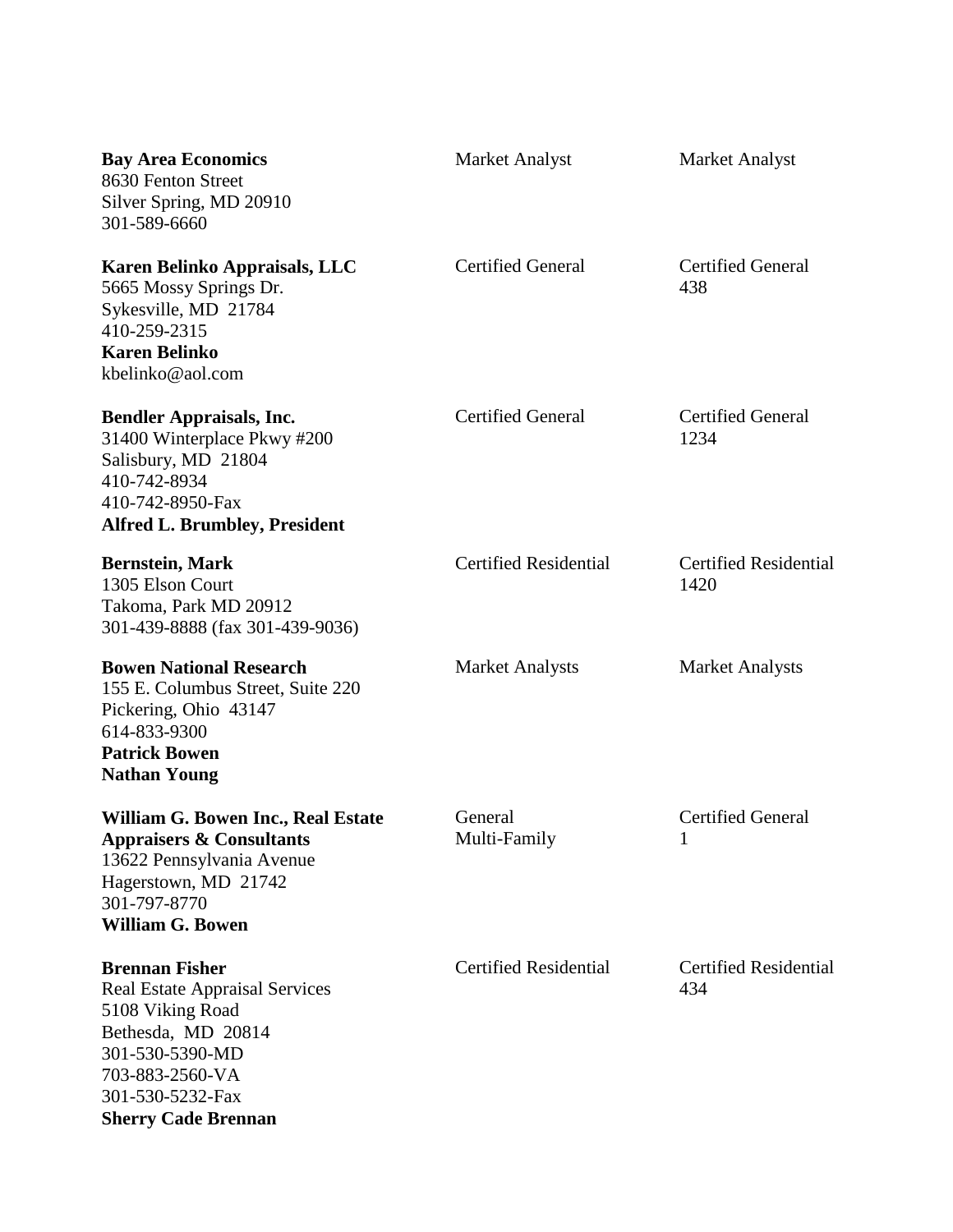| | | |
|---|---|---|
| **Bay Area Economics**<br>8630 Fenton Street<br>Silver Spring, MD 20910<br>301-589-6660 | Market Analyst | Market Analyst |
| **Karen Belinko Appraisals, LLC**<br>5665 Mossy Springs Dr.<br>Sykesville, MD 21784<br>410-259-2315<br>**Karen Belinko**<br>kbelinko@aol.com | Certified General | Certified General<br>438 |
| **Bendler Appraisals, Inc.**<br>31400 Winterplace Pkwy #200<br>Salisbury, MD 21804<br>410-742-8934<br>410-742-8950-Fax<br>**Alfred L. Brumbley, President** | Certified General | Certified General<br>1234 |
| **Bernstein, Mark**<br>1305 Elson Court<br>Takoma, Park MD 20912<br>301-439-8888 (fax 301-439-9036) | Certified Residential | Certified Residential<br>1420 |
| **Bowen National Research**<br>155 E. Columbus Street, Suite 220<br>Pickering, Ohio 43147<br>614-833-9300<br>**Patrick Bowen**<br>**Nathan Young** | Market Analysts | Market Analysts |
| **William G. Bowen Inc., Real Estate Appraisers & Consultants**<br>13622 Pennsylvania Avenue<br>Hagerstown, MD 21742<br>301-797-8770<br>**William G. Bowen** | General<br>Multi-Family | Certified General<br>1 |
| **Brennan Fisher**<br>Real Estate Appraisal Services<br>5108 Viking Road<br>Bethesda, MD 20814<br>301-530-5390-MD<br>703-883-2560-VA<br>301-530-5232-Fax<br>**Sherry Cade Brennan** | Certified Residential | Certified Residential<br>434 |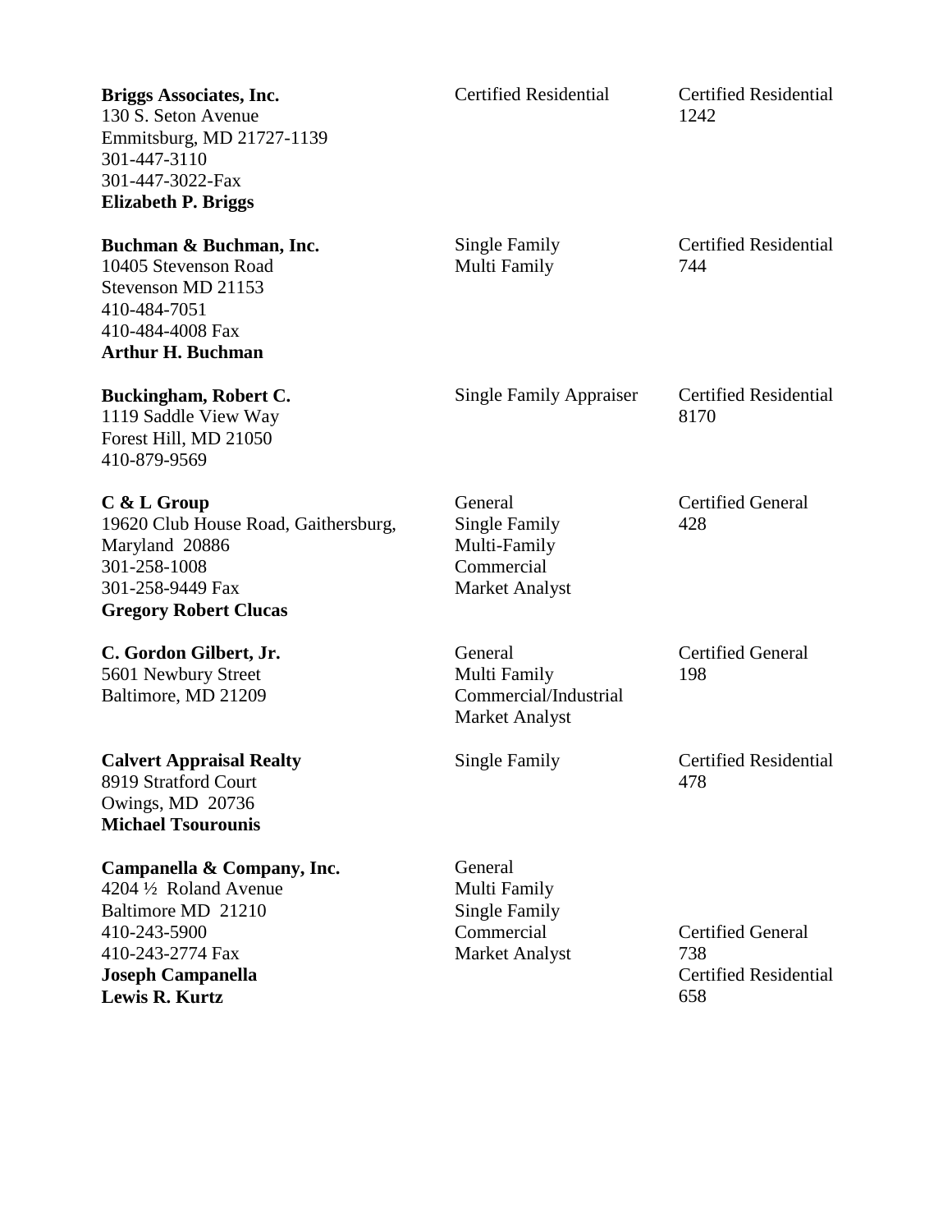| | | |
|---|---|---|
| **Briggs Associates, Inc.**<br>130 S. Seton Avenue<br>Emmitsburg, MD 21727-1139<br>301-447-3110<br>301-447-3022-Fax<br>**Elizabeth P. Briggs** | Certified Residential | Certified Residential<br>1242 |
| **Buchman & Buchman, Inc.**<br>10405 Stevenson Road<br>Stevenson MD 21153<br>410-484-7051<br>410-484-4008 Fax<br>**Arthur H. Buchman** | Single Family<br>Multi Family | Certified Residential<br>744 |
| **Buckingham, Robert C.**<br>1119 Saddle View Way<br>Forest Hill, MD 21050<br>410-879-9569 | Single Family Appraiser | Certified Residential<br>8170 |
| **C & L Group**<br>19620 Club House Road, Gaithersburg, Maryland 20886<br>301-258-1008<br>301-258-9449 Fax<br>**Gregory Robert Clucas** | General<br>Single Family<br>Multi-Family<br>Commercial<br>Market Analyst | Certified General<br>428 |
| **C. Gordon Gilbert, Jr.**<br>5601 Newbury Street<br>Baltimore, MD 21209 | General<br>Multi Family<br>Commercial/Industrial<br>Market Analyst | Certified General<br>198 |
| **Calvert Appraisal Realty**<br>8919 Stratford Court<br>Owings, MD 20736<br>**Michael Tsourounis** | Single Family | Certified Residential<br>478 |
| **Campanella & Company, Inc.**<br>4204 ½ Roland Avenue<br>Baltimore MD 21210<br>410-243-5900<br>410-243-2774 Fax<br>**Joseph Campanella**<br>**Lewis R. Kurtz** | General<br>Multi Family<br>Single Family<br>Commercial<br>Market Analyst | Certified General<br>738<br>Certified Residential<br>658 |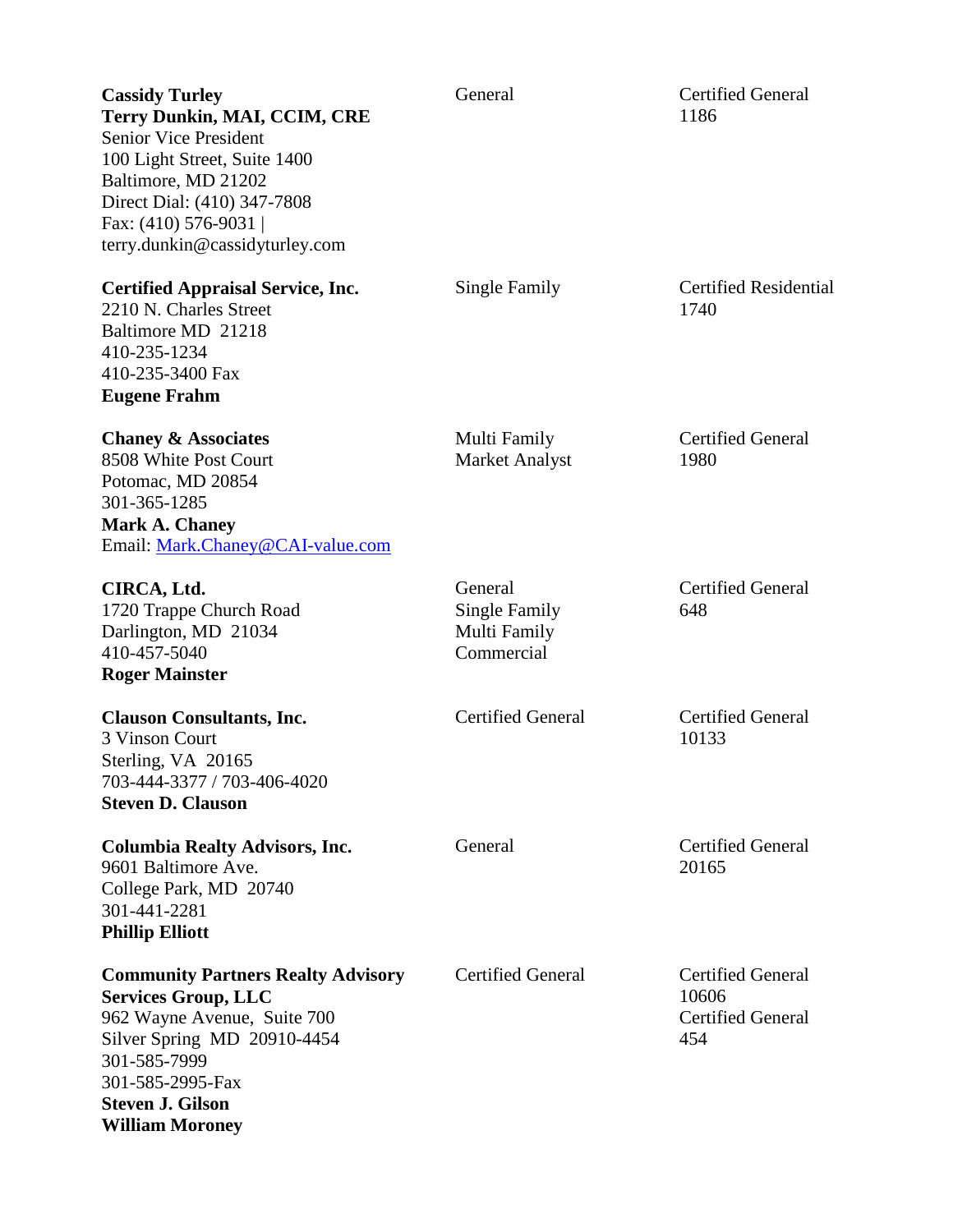| | | |
|---|---|---|
| **Cassidy Turley**<br>**Terry Dunkin, MAI, CCIM, CRE**<br>Senior Vice President<br>100 Light Street, Suite 1400<br>Baltimore, MD 21202<br>Direct Dial: (410) 347-7808<br>Fax: (410) 576-9031 \|<br>terry.dunkin@cassidyturley.com | General | Certified General<br>1186 |
| **Certified Appraisal Service, Inc.**<br>2210 N. Charles Street<br>Baltimore MD 21218<br>410-235-1234<br>410-235-3400 Fax<br>**Eugene Frahm** | Single Family | Certified Residential<br>1740 |
| **Chaney & Associates**<br>8508 White Post Court<br>Potomac, MD 20854<br>301-365-1285<br>**Mark A. Chaney**<br>Email: Mark.Chaney@CAI-value.com | Multi Family<br>Market Analyst | Certified General<br>1980 |
| **CIRCA, Ltd.**<br>1720 Trappe Church Road<br>Darlington, MD 21034<br>410-457-5040<br>**Roger Mainster** | General<br>Single Family<br>Multi Family<br>Commercial | Certified General<br>648 |
| **Clauson Consultants, Inc.**<br>3 Vinson Court<br>Sterling, VA 20165<br>703-444-3377 / 703-406-4020<br>**Steven D. Clauson** | Certified General | Certified General<br>10133 |
| **Columbia Realty Advisors, Inc.**<br>9601 Baltimore Ave.<br>College Park, MD 20740<br>301-441-2281<br>**Phillip Elliott** | General | Certified General<br>20165 |
| **Community Partners Realty Advisory Services Group, LLC**<br>962 Wayne Avenue, Suite 700<br>Silver Spring MD 20910-4454<br>301-585-7999<br>301-585-2995-Fax<br>**Steven J. Gilson**<br>**William Moroney** | Certified General | Certified General<br>10606<br>Certified General<br>454 |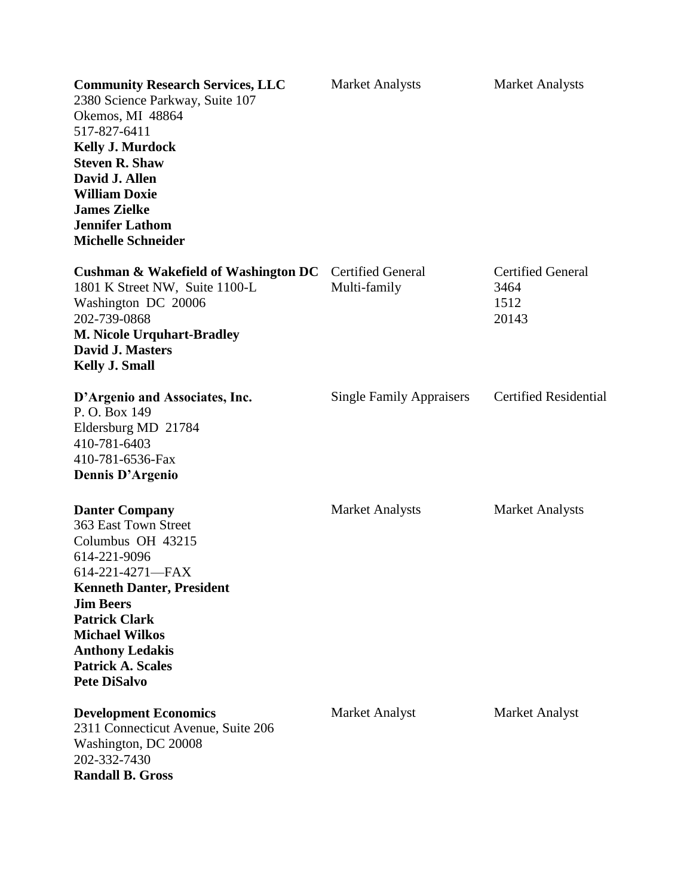| | | |
|---|---|---|
| **Community Research Services, LLC**<br>2380 Science Parkway, Suite 107<br>Okemos, MI 48864<br>517-827-6411<br>**Kelly J. Murdock**<br>**Steven R. Shaw**<br>**David J. Allen**<br>**William Doxie**<br>**James Zielke**<br>**Jennifer Lathom**<br>**Michelle Schneider** | Market Analysts | Market Analysts |
| **Cushman & Wakefield of Washington DC**<br>1801 K Street NW, Suite 1100-L<br>Washington DC 20006<br>202-739-0868<br>**M. Nicole Urquhart-Bradley**<br>**David J. Masters**<br>**Kelly J. Small** | Certified General<br>Multi-family | Certified General<br>3464<br>1512<br>20143 |
| **D'Argenio and Associates, Inc.**<br>P. O. Box 149<br>Eldersburg MD 21784<br>410-781-6403<br>410-781-6536-Fax<br>**Dennis D'Argenio** | Single Family Appraisers | Certified Residential |
| **Danter Company**<br>363 East Town Street<br>Columbus OH 43215<br>614-221-9096<br>614-221-4271—FAX<br>**Kenneth Danter, President**<br>**Jim Beers**<br>**Patrick Clark**<br>**Michael Wilkos**<br>**Anthony Ledakis**<br>**Patrick A. Scales**<br>**Pete DiSalvo** | Market Analysts | Market Analysts |
| **Development Economics**<br>2311 Connecticut Avenue, Suite 206<br>Washington, DC 20008<br>202-332-7430<br>**Randall B. Gross** | Market Analyst | Market Analyst |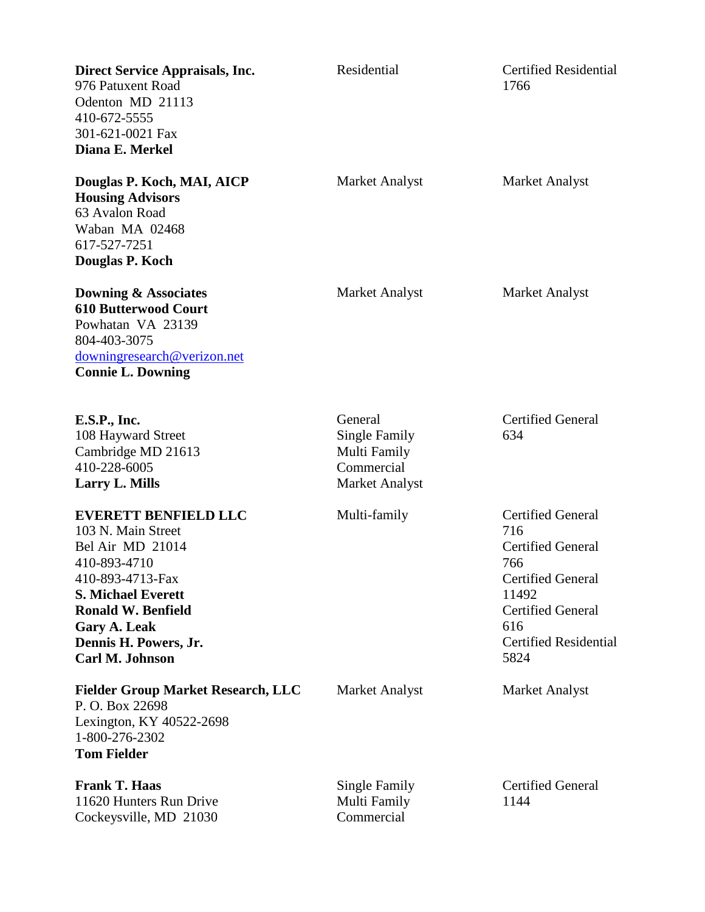| | | |
|---|---|---|
| **Direct Service Appraisals, Inc.**<br>976 Patuxent Road<br>Odenton MD 21113<br>410-672-5555<br>301-621-0021 Fax<br>**Diana E. Merkel** | Residential | Certified Residential<br>1766 |
| **Douglas P. Koch, MAI, AICP**<br>**Housing Advisors**<br>63 Avalon Road<br>Waban MA 02468<br>617-527-7251<br>**Douglas P. Koch** | Market Analyst | Market Analyst |
| **Downing & Associates**<br>**610 Butterwood Court**<br>Powhatan VA 23139<br>804-403-3075<br>downingresearch@verizon.net<br>**Connie L. Downing** | Market Analyst | Market Analyst |
| **E.S.P., Inc.**<br>108 Hayward Street<br>Cambridge MD 21613<br>410-228-6005<br>**Larry L. Mills** | General<br>Single Family<br>Multi Family<br>Commercial<br>Market Analyst | Certified General<br>634 |
| **EVERETT BENFIELD LLC**<br>103 N. Main Street<br>Bel Air MD 21014<br>410-893-4710<br>410-893-4713-Fax<br>**S. Michael Everett**<br>**Ronald W. Benfield**<br>**Gary A. Leak**<br>**Dennis H. Powers, Jr.**<br>**Carl M. Johnson** | Multi-family | Certified General<br>716<br>Certified General<br>766<br>Certified General<br>11492<br>Certified General<br>616<br>Certified Residential<br>5824 |
| **Fielder Group Market Research, LLC**<br>P. O. Box 22698<br>Lexington, KY 40522-2698<br>1-800-276-2302<br>**Tom Fielder** | Market Analyst | Market Analyst |
| **Frank T. Haas**<br>11620 Hunters Run Drive<br>Cockeysville, MD 21030 | Single Family<br>Multi Family<br>Commercial | Certified General<br>1144 |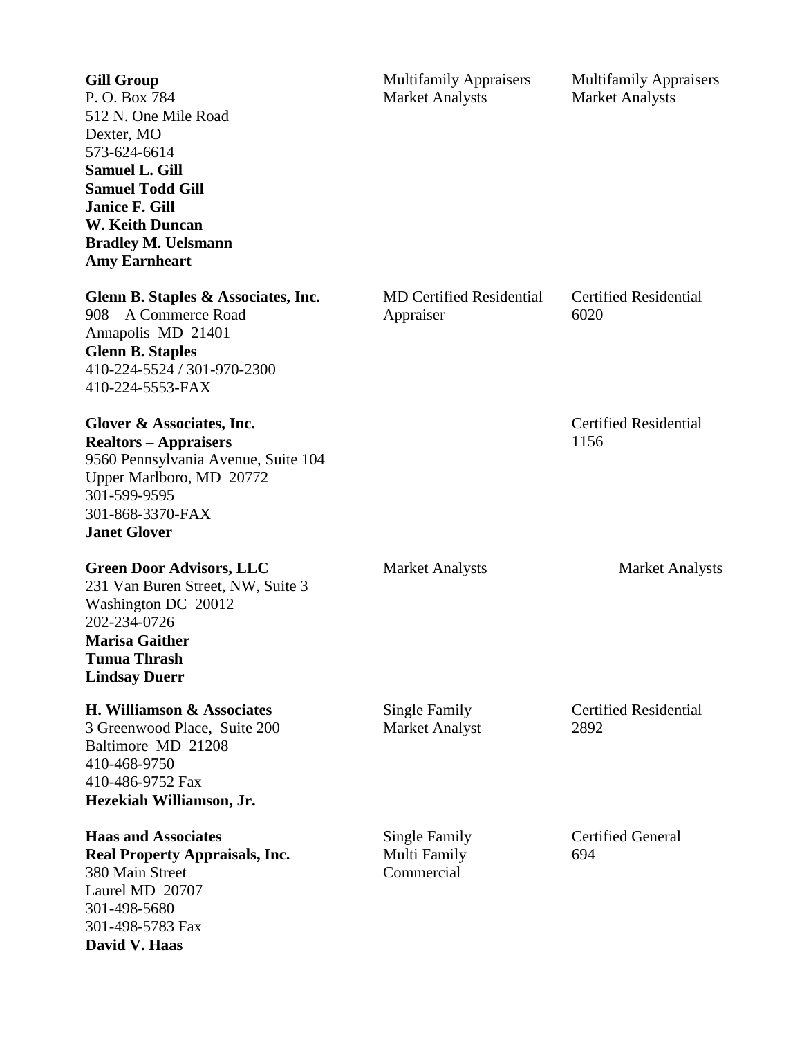| | | |
|---|---|---|
| **Gill Group**<br>P. O. Box 784<br>512 N. One Mile Road<br>Dexter, MO<br>573-624-6614<br>**Samuel L. Gill**<br>**Samuel Todd Gill**<br>**Janice F. Gill**<br>**W. Keith Duncan**<br>**Bradley M. Uelsmann**<br>**Amy Earnheart** | Multifamily Appraisers<br>Market Analysts | Multifamily Appraisers<br>Market Analysts |
| **Glenn B. Staples & Associates, Inc.**<br>908 – A Commerce Road<br>Annapolis MD 21401<br>**Glenn B. Staples**<br>410-224-5524 / 301-970-2300<br>410-224-5553-FAX | MD Certified Residential<br>Appraiser | Certified Residential<br>6020 |
| **Glover & Associates, Inc.**<br>**Realtors – Appraisers**<br>9560 Pennsylvania Avenue, Suite 104<br>Upper Marlboro, MD 20772<br>301-599-9595<br>301-868-3370-FAX<br>**Janet Glover** | | Certified Residential<br>1156 |
| **Green Door Advisors, LLC**<br>231 Van Buren Street, NW, Suite 3<br>Washington DC 20012<br>202-234-0726<br>**Marisa Gaither**<br>**Tunua Thrash**<br>**Lindsay Duerr** | Market Analysts | Market Analysts |
| **H. Williamson & Associates**<br>3 Greenwood Place, Suite 200<br>Baltimore MD 21208<br>410-468-9750<br>410-486-9752 Fax<br>**Hezekiah Williamson, Jr.** | Single Family<br>Market Analyst | Certified Residential<br>2892 |
| **Haas and Associates**<br>**Real Property Appraisals, Inc.**<br>380 Main Street<br>Laurel MD 20707<br>301-498-5680<br>301-498-5783 Fax<br>**David V. Haas** | Single Family<br>Multi Family<br>Commercial | Certified General<br>694 |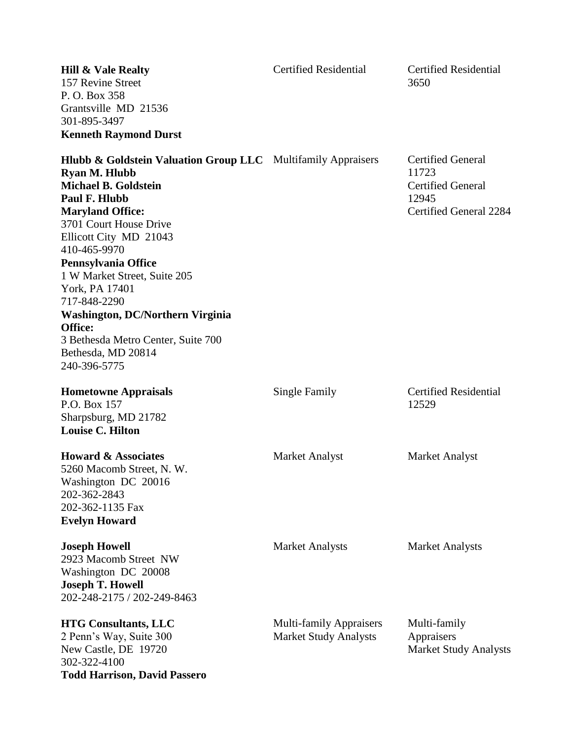| | | |
|---|---|---|
| **Hill & Vale Realty**<br>157 Revine Street<br>P. O. Box 358<br>Grantsville MD 21536<br>301-895-3497<br>**Kenneth Raymond Durst** | Certified Residential | Certified Residential<br>3650 |
| **Hlubb & Goldstein Valuation Group LLC**<br>**Ryan M. Hlubb**<br>**Michael B. Goldstein**<br>**Paul F. Hlubb**<br>**Maryland Office:**<br>3701 Court House Drive<br>Ellicott City MD 21043<br>410-465-9970<br>**Pennsylvania Office**<br>1 W Market Street, Suite 205<br>York, PA 17401<br>717-848-2290<br>**Washington, DC/Northern Virginia Office:**<br>3 Bethesda Metro Center, Suite 700<br>Bethesda, MD 20814<br>240-396-5775 | Multifamily Appraisers | Certified General<br>11723<br>Certified General<br>12945<br>Certified General 2284 |
| **Hometowne Appraisals**<br>P.O. Box 157<br>Sharpsburg, MD 21782<br>**Louise C. Hilton** | Single Family | Certified Residential<br>12529 |
| **Howard & Associates**<br>5260 Macomb Street, N. W.<br>Washington DC 20016<br>202-362-2843<br>202-362-1135 Fax<br>**Evelyn Howard** | Market Analyst | Market Analyst |
| **Joseph Howell**<br>2923 Macomb Street NW<br>Washington DC 20008<br>**Joseph T. Howell**<br>202-248-2175 / 202-249-8463 | Market Analysts | Market Analysts |
| **HTG Consultants, LLC**<br>2 Penn's Way, Suite 300<br>New Castle, DE 19720<br>302-322-4100<br>**Todd Harrison, David Passero** | Multi-family Appraisers<br>Market Study Analysts | Multi-family Appraisers<br>Market Study Analysts |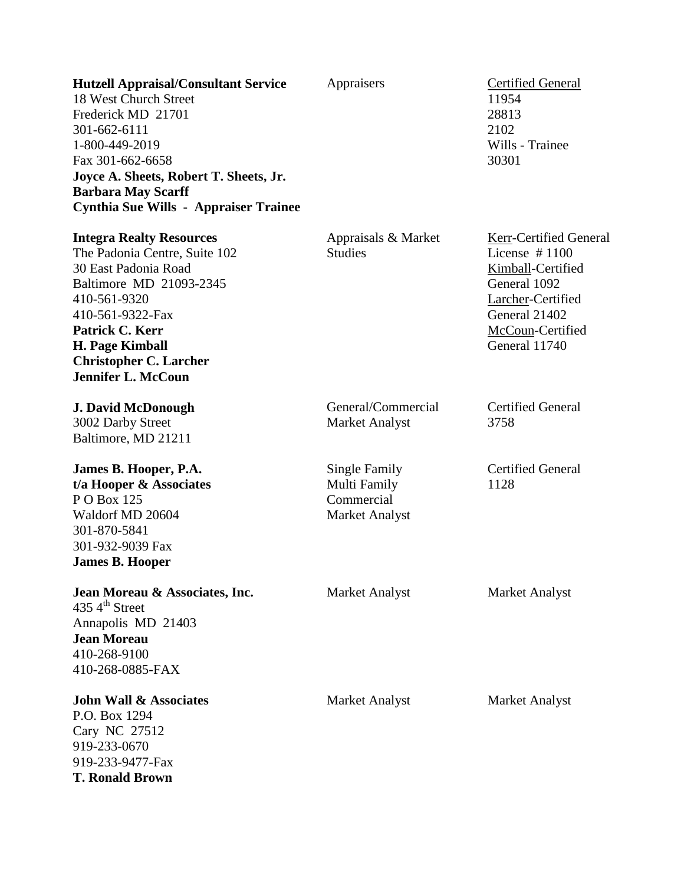| | | |
|---|---|---|
| **Hutzell Appraisal/Consultant Service**<br>18 West Church Street<br>Frederick MD 21701<br>301-662-6111<br>1-800-449-2019<br>Fax 301-662-6658<br>**Joyce A. Sheets, Robert T. Sheets, Jr.**<br>**Barbara May Scarff**<br>**Cynthia Sue Wills - Appraiser Trainee** | Appraisers | <u>Certified General</u><br>11954<br>28813<br>2102<br>Wills - Trainee<br>30301 |
| **Integra Realty Resources**<br>The Padonia Centre, Suite 102<br>30 East Padonia Road<br>Baltimore MD 21093-2345<br>410-561-9320<br>410-561-9322-Fax<br>**Patrick C. Kerr**<br>**H. Page Kimball**<br>**Christopher C. Larcher**<br>**Jennifer L. McCoun** | Appraisals & Market Studies | <u>Kerr</u>-Certified General License # 1100<br><u>Kimball</u>-Certified General 1092<br><u>Larcher</u>-Certified General 21402<br><u>McCoun</u>-Certified General 11740 |
| **J. David McDonough**<br>3002 Darby Street<br>Baltimore, MD 21211 | General/Commercial Market Analyst | Certified General<br>3758 |
| **James B. Hooper, P.A.**<br>**t/a Hooper & Associates**<br>P O Box 125<br>Waldorf MD 20604<br>301-870-5841<br>301-932-9039 Fax<br>**James B. Hooper** | Single Family<br>Multi Family<br>Commercial<br>Market Analyst | Certified General<br>1128 |
| **Jean Moreau & Associates, Inc.**<br>435 4th Street<br>Annapolis MD 21403<br>**Jean Moreau**<br>410-268-9100<br>410-268-0885-FAX | Market Analyst | Market Analyst |
| **John Wall & Associates**<br>P.O. Box 1294<br>Cary NC 27512<br>919-233-0670<br>919-233-9477-Fax<br>**T. Ronald Brown** | Market Analyst | Market Analyst |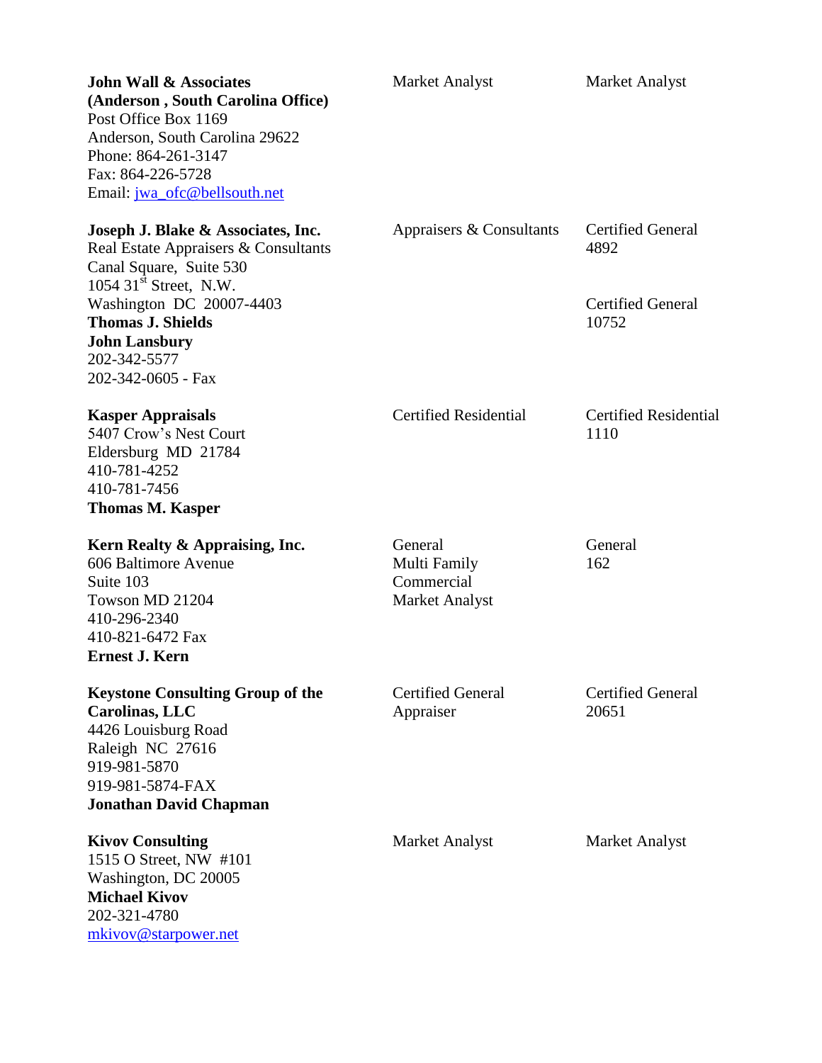| | | |
|---|---|---|
| **John Wall & Associates**<br>**(Anderson , South Carolina Office)**<br>Post Office Box 1169<br>Anderson, South Carolina 29622<br>Phone: 864-261-3147<br>Fax: 864-226-5728<br>Email: jwa_ofc@bellsouth.net | Market Analyst | Market Analyst |
| **Joseph J. Blake & Associates, Inc.**<br>Real Estate Appraisers & Consultants<br>Canal Square, Suite 530<br>1054 31st Street, N.W.<br>Washington DC 20007-4403<br>**Thomas J. Shields**<br>**John Lansbury**<br>202-342-5577<br>202-342-0605 - Fax | Appraisers & Consultants | Certified General<br>4892<br><br>Certified General<br>10752 |
| **Kasper Appraisals**<br>5407 Crow's Nest Court<br>Eldersburg MD 21784<br>410-781-4252<br>410-781-7456<br>**Thomas M. Kasper** | Certified Residential | Certified Residential<br>1110 |
| **Kern Realty & Appraising, Inc.**<br>606 Baltimore Avenue<br>Suite 103<br>Towson MD 21204<br>410-296-2340<br>410-821-6472 Fax<br>**Ernest J. Kern** | General<br>Multi Family<br>Commercial<br>Market Analyst | General<br>162 |
| **Keystone Consulting Group of the Carolinas, LLC**<br>4426 Louisburg Road<br>Raleigh NC 27616<br>919-981-5870<br>919-981-5874-FAX<br>**Jonathan David Chapman** | Certified General<br>Appraiser | Certified General<br>20651 |
| **Kivov Consulting**<br>1515 O Street, NW #101<br>Washington, DC 20005<br>**Michael Kivov**<br>202-321-4780<br>mkivov@starpower.net | Market Analyst | Market Analyst |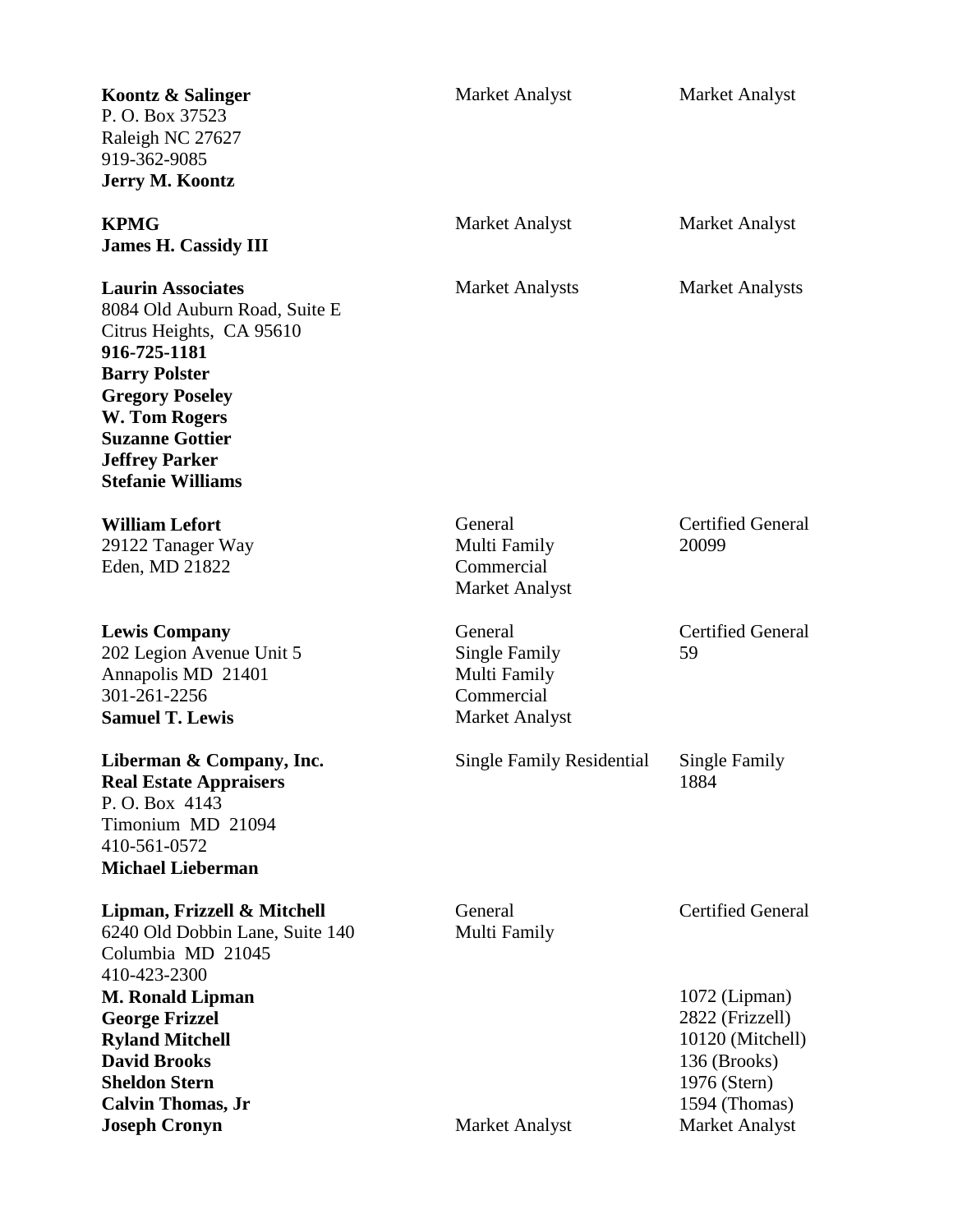| | | |
|---|---|---|
| **Koontz & Salinger**<br>P. O. Box 37523<br>Raleigh NC 27627<br>919-362-9085<br>**Jerry M. Koontz** | Market Analyst | Market Analyst |
| **KPMG**<br>**James H. Cassidy III** | Market Analyst | Market Analyst |
| **Laurin Associates**<br>8084 Old Auburn Road, Suite E<br>Citrus Heights, CA 95610<br>**916-725-1181**<br>**Barry Polster**<br>**Gregory Poseley**<br>**W. Tom Rogers**<br>**Suzanne Gottier**<br>**Jeffrey Parker**<br>**Stefanie Williams** | Market Analysts | Market Analysts |
| **William Lefort**<br>29122 Tanager Way<br>Eden, MD 21822 | General<br>Multi Family<br>Commercial<br>Market Analyst | Certified General<br>20099 |
| **Lewis Company**<br>202 Legion Avenue Unit 5<br>Annapolis MD 21401<br>301-261-2256<br>**Samuel T. Lewis** | General<br>Single Family<br>Multi Family<br>Commercial<br>Market Analyst | Certified General<br>59 |
| **Liberman & Company, Inc.**<br>**Real Estate Appraisers**<br>P. O. Box 4143<br>Timonium MD 21094<br>410-561-0572<br>**Michael Lieberman** | Single Family Residential | Single Family<br>1884 |
| **Lipman, Frizzell & Mitchell**<br>6240 Old Dobbin Lane, Suite 140<br>Columbia MD 21045<br>410-423-2300 | General<br>Multi Family | Certified General |
| **M. Ronald Lipman**<br>**George Frizzel**<br>**Ryland Mitchell**<br>**David Brooks**<br>**Sheldon Stern**<br>**Calvin Thomas, Jr** | | 1072 (Lipman)<br>2822 (Frizzell)<br>10120 (Mitchell)<br>136 (Brooks)<br>1976 (Stern)<br>1594 (Thomas) |
| **Joseph Cronyn** | Market Analyst | Market Analyst |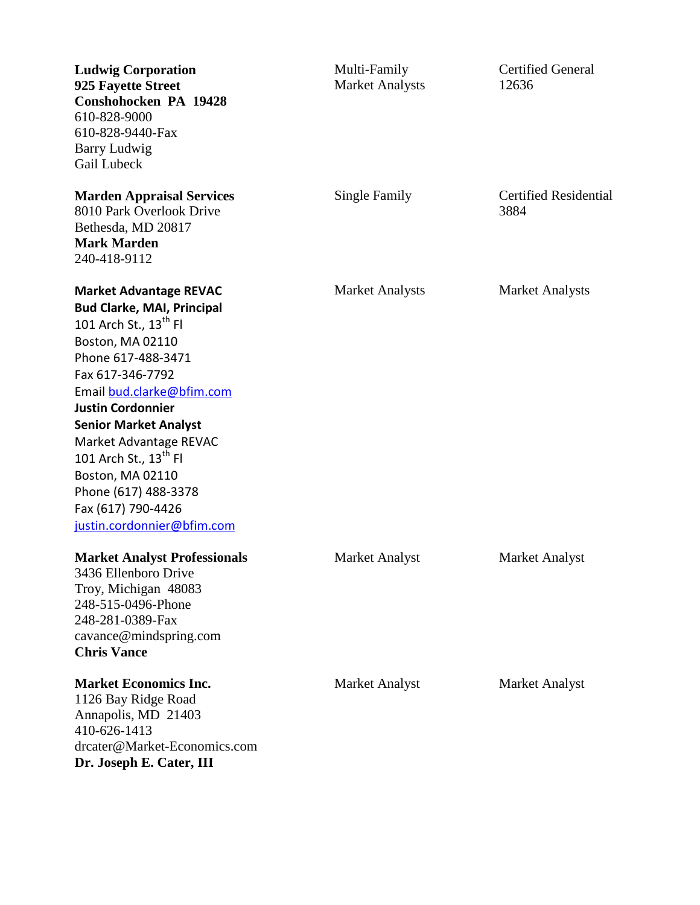| | | |
|---|---|---|
| **Ludwig Corporation**<br>**925 Fayette Street**<br>**Conshohocken PA 19428**<br>610-828-9000<br>610-828-9440-Fax<br>Barry Ludwig<br>Gail Lubeck | Multi-Family<br>Market Analysts | Certified General<br>12636 |
| **Marden Appraisal Services**<br>8010 Park Overlook Drive<br>Bethesda, MD 20817<br>**Mark Marden**<br>240-418-9112 | Single Family | Certified Residential<br>3884 |
| **Market Advantage REVAC**<br>**Bud Clarke, MAI, Principal**<br>101 Arch St., 13th Fl<br>Boston, MA 02110<br>Phone 617-488-3471<br>Fax 617-346-7792<br>Email bud.clarke@bfim.com<br>**Justin Cordonnier**<br>**Senior Market Analyst**<br>Market Advantage REVAC<br>101 Arch St., 13th Fl<br>Boston, MA 02110<br>Phone (617) 488-3378<br>Fax (617) 790-4426<br>justin.cordonnier@bfim.com | Market Analysts | Market Analysts |
| **Market Analyst Professionals**<br>3436 Ellenboro Drive<br>Troy, Michigan 48083<br>248-515-0496-Phone<br>248-281-0389-Fax<br>cavance@mindspring.com<br>**Chris Vance** | Market Analyst | Market Analyst |
| **Market Economics Inc.**<br>1126 Bay Ridge Road<br>Annapolis, MD 21403<br>410-626-1413<br>drcater@Market-Economics.com<br>**Dr. Joseph E. Cater, III** | Market Analyst | Market Analyst |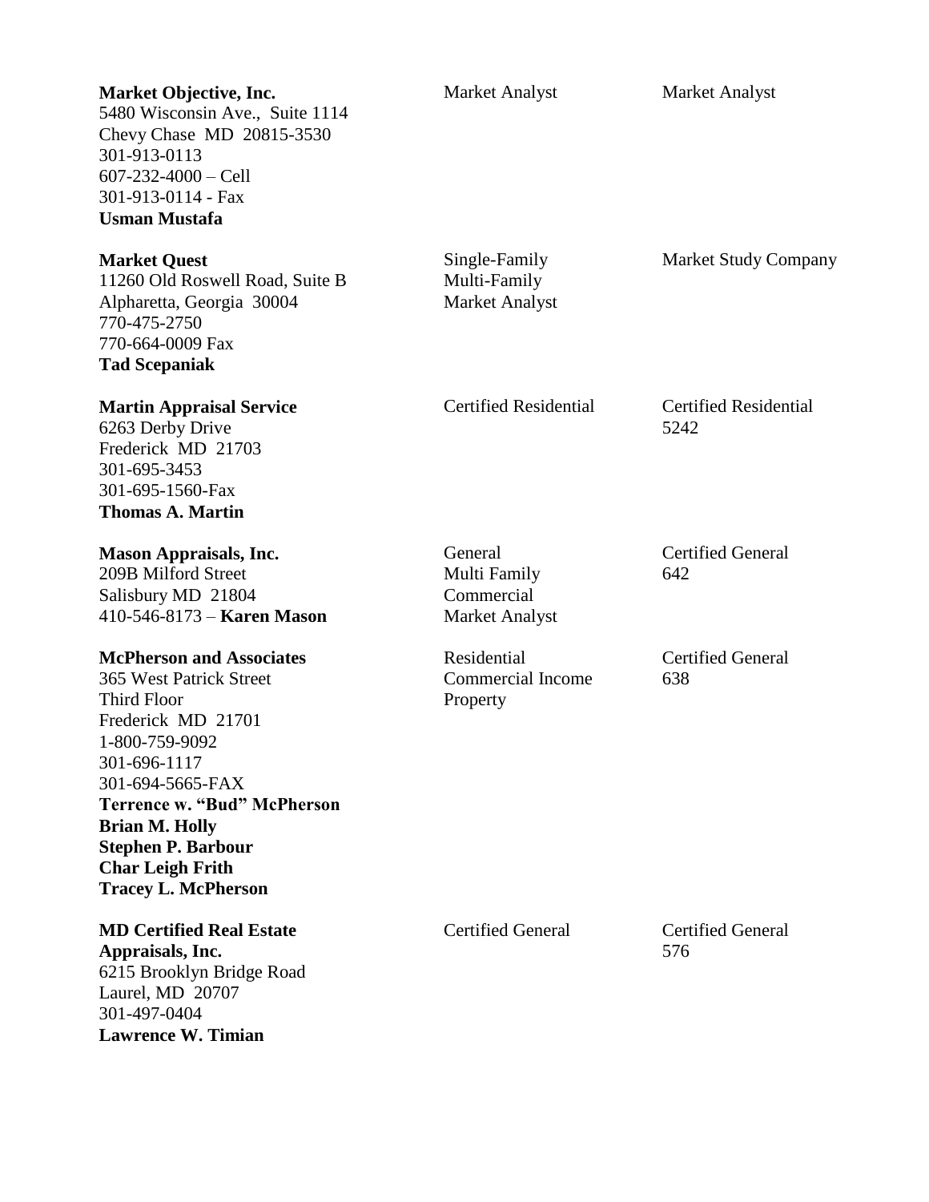| | | |
|---|---|---|
| **Market Objective, Inc.**<br>5480 Wisconsin Ave., Suite 1114<br>Chevy Chase MD 20815-3530<br>301-913-0113<br>607-232-4000 – Cell<br>301-913-0114 - Fax<br>**Usman Mustafa** | Market Analyst | Market Analyst |
| **Market Quest**<br>11260 Old Roswell Road, Suite B<br>Alpharetta, Georgia 30004<br>770-475-2750<br>770-664-0009 Fax<br>**Tad Scepaniak** | Single-Family<br>Multi-Family<br>Market Analyst | Market Study Company |
| **Martin Appraisal Service**<br>6263 Derby Drive<br>Frederick MD 21703<br>301-695-3453<br>301-695-1560-Fax<br>**Thomas A. Martin** | Certified Residential | Certified Residential<br>5242 |
| **Mason Appraisals, Inc.**<br>209B Milford Street<br>Salisbury MD 21804<br>410-546-8173 – **Karen Mason** | General<br>Multi Family<br>Commercial<br>Market Analyst | Certified General<br>642 |
| **McPherson and Associates**<br>365 West Patrick Street<br>Third Floor<br>Frederick MD 21701<br>1-800-759-9092<br>301-696-1117<br>301-694-5665-FAX<br>**Terrence w. "Bud" McPherson**<br>**Brian M. Holly**<br>**Stephen P. Barbour**<br>**Char Leigh Frith**<br>**Tracey L. McPherson** | Residential<br>Commercial Income Property | Certified General<br>638 |
| **MD Certified Real Estate Appraisals, Inc.**<br>6215 Brooklyn Bridge Road<br>Laurel, MD 20707<br>301-497-0404<br>**Lawrence W. Timian** | Certified General | Certified General<br>576 |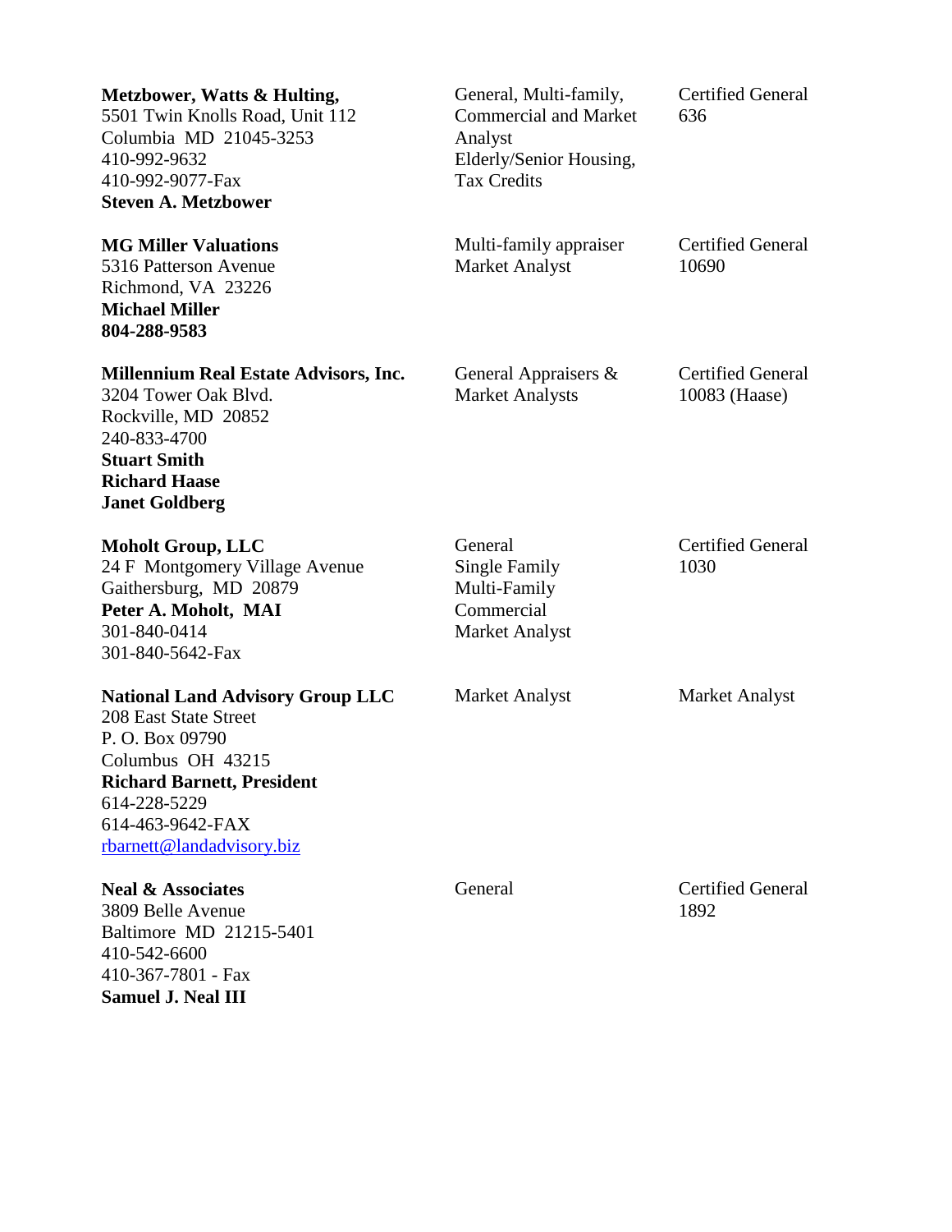| | | |
|---|---|---|
| **Metzbower, Watts & Hulting,**<br>5501 Twin Knolls Road, Unit 112<br>Columbia MD 21045-3253<br>410-992-9632<br>410-992-9077-Fax<br>**Steven A. Metzbower** | General, Multi-family, Commercial and Market Analyst<br>Elderly/Senior Housing, Tax Credits | Certified General<br>636 |
| **MG Miller Valuations**<br>5316 Patterson Avenue<br>Richmond, VA 23226<br>**Michael Miller**<br>**804-288-9583** | Multi-family appraiser<br>Market Analyst | Certified General<br>10690 |
| **Millennium Real Estate Advisors, Inc.**<br>3204 Tower Oak Blvd.<br>Rockville, MD 20852<br>240-833-4700<br>**Stuart Smith**<br>**Richard Haase**<br>**Janet Goldberg** | General Appraisers & Market Analysts | Certified General<br>10083 (Haase) |
| **Moholt Group, LLC**<br>24 F Montgomery Village Avenue<br>Gaithersburg, MD 20879<br>**Peter A. Moholt, MAI**<br>301-840-0414<br>301-840-5642-Fax | General<br>Single Family<br>Multi-Family<br>Commercial<br>Market Analyst | Certified General<br>1030 |
| **National Land Advisory Group LLC**<br>208 East State Street<br>P. O. Box 09790<br>Columbus OH 43215<br>**Richard Barnett, President**<br>614-228-5229<br>614-463-9642-FAX<br>rbarnett@landadvisory.biz | Market Analyst | Market Analyst |
| **Neal & Associates**<br>3809 Belle Avenue<br>Baltimore MD 21215-5401<br>410-542-6600<br>410-367-7801 - Fax<br>**Samuel J. Neal III** | General | Certified General<br>1892 |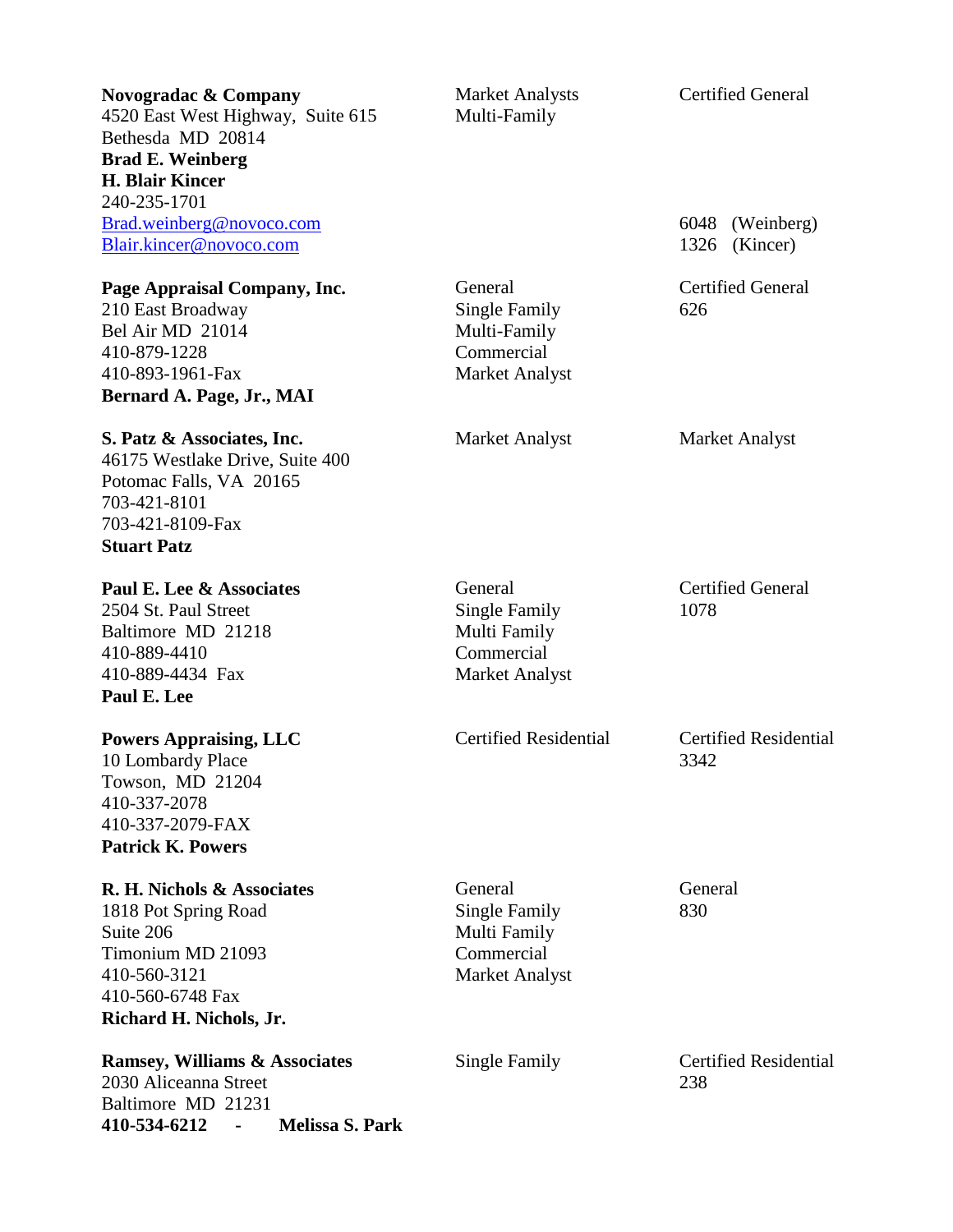| | | |
|---|---|---|
| **Novogradac & Company**<br>4520 East West Highway, Suite 615<br>Bethesda MD 20814<br>**Brad E. Weinberg**<br>**H. Blair Kincer**<br>240-235-1701<br>Brad.weinberg@novoco.com<br>Blair.kincer@novoco.com | Market Analysts<br>Multi-Family | Certified General<br><br><br><br><br><br>6048 (Weinberg)<br>1326 (Kincer) |
| **Page Appraisal Company, Inc.**<br>210 East Broadway<br>Bel Air MD 21014<br>410-879-1228<br>410-893-1961-Fax<br>**Bernard A. Page, Jr., MAI** | General<br>Single Family<br>Multi-Family<br>Commercial<br>Market Analyst | Certified General<br>626 |
| **S. Patz & Associates, Inc.**<br>46175 Westlake Drive, Suite 400<br>Potomac Falls, VA 20165<br>703-421-8101<br>703-421-8109-Fax<br>**Stuart Patz** | Market Analyst | Market Analyst |
| **Paul E. Lee & Associates**<br>2504 St. Paul Street<br>Baltimore MD 21218<br>410-889-4410<br>410-889-4434 Fax<br>**Paul E. Lee** | General<br>Single Family<br>Multi Family<br>Commercial<br>Market Analyst | Certified General<br>1078 |
| **Powers Appraising, LLC**<br>10 Lombardy Place<br>Towson, MD 21204<br>410-337-2078<br>410-337-2079-FAX<br>**Patrick K. Powers** | Certified Residential | Certified Residential<br>3342 |
| **R. H. Nichols & Associates**<br>1818 Pot Spring Road<br>Suite 206<br>Timonium MD 21093<br>410-560-3121<br>410-560-6748 Fax<br>**Richard H. Nichols, Jr.** | General<br>Single Family<br>Multi Family<br>Commercial<br>Market Analyst | General<br>830 |
| **Ramsey, Williams & Associates**<br>2030 Aliceanna Street<br>Baltimore MD 21231<br>**410-534-6212 - Melissa S. Park** | Single Family | Certified Residential<br>238 |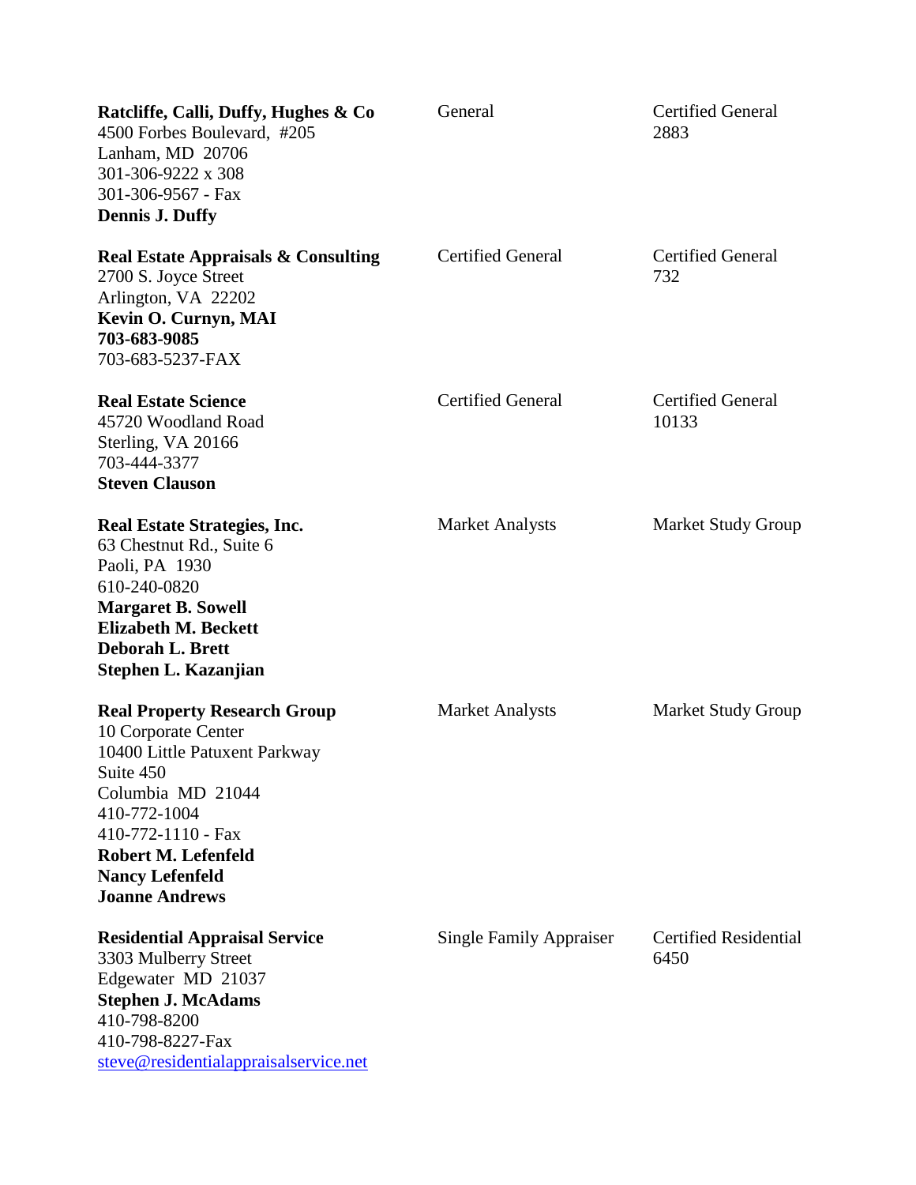| | | |
|---|---|---|
| **Ratcliffe, Calli, Duffy, Hughes & Co**<br>4500 Forbes Boulevard, #205<br>Lanham, MD 20706<br>301-306-9222 x 308<br>301-306-9567 - Fax<br>**Dennis J. Duffy** | General | Certified General<br>2883 |
| **Real Estate Appraisals & Consulting**<br>2700 S. Joyce Street<br>Arlington, VA 22202<br>**Kevin O. Curnyn, MAI**<br>**703-683-9085**<br>703-683-5237-FAX | Certified General | Certified General<br>732 |
| **Real Estate Science**<br>45720 Woodland Road<br>Sterling, VA 20166<br>703-444-3377<br>**Steven Clauson** | Certified General | Certified General<br>10133 |
| **Real Estate Strategies, Inc.**<br>63 Chestnut Rd., Suite 6<br>Paoli, PA 1930<br>610-240-0820<br>**Margaret B. Sowell**<br>**Elizabeth M. Beckett**<br>**Deborah L. Brett**<br>**Stephen L. Kazanjian** | Market Analysts | Market Study Group |
| **Real Property Research Group**<br>10 Corporate Center<br>10400 Little Patuxent Parkway<br>Suite 450<br>Columbia MD 21044<br>410-772-1004<br>410-772-1110 - Fax<br>**Robert M. Lefenfeld**<br>**Nancy Lefenfeld**<br>**Joanne Andrews** | Market Analysts | Market Study Group |
| **Residential Appraisal Service**<br>3303 Mulberry Street<br>Edgewater MD 21037<br>**Stephen J. McAdams**<br>410-798-8200<br>410-798-8227-Fax<br>steve@residentialappraisalservice.net | Single Family Appraiser | Certified Residential<br>6450 |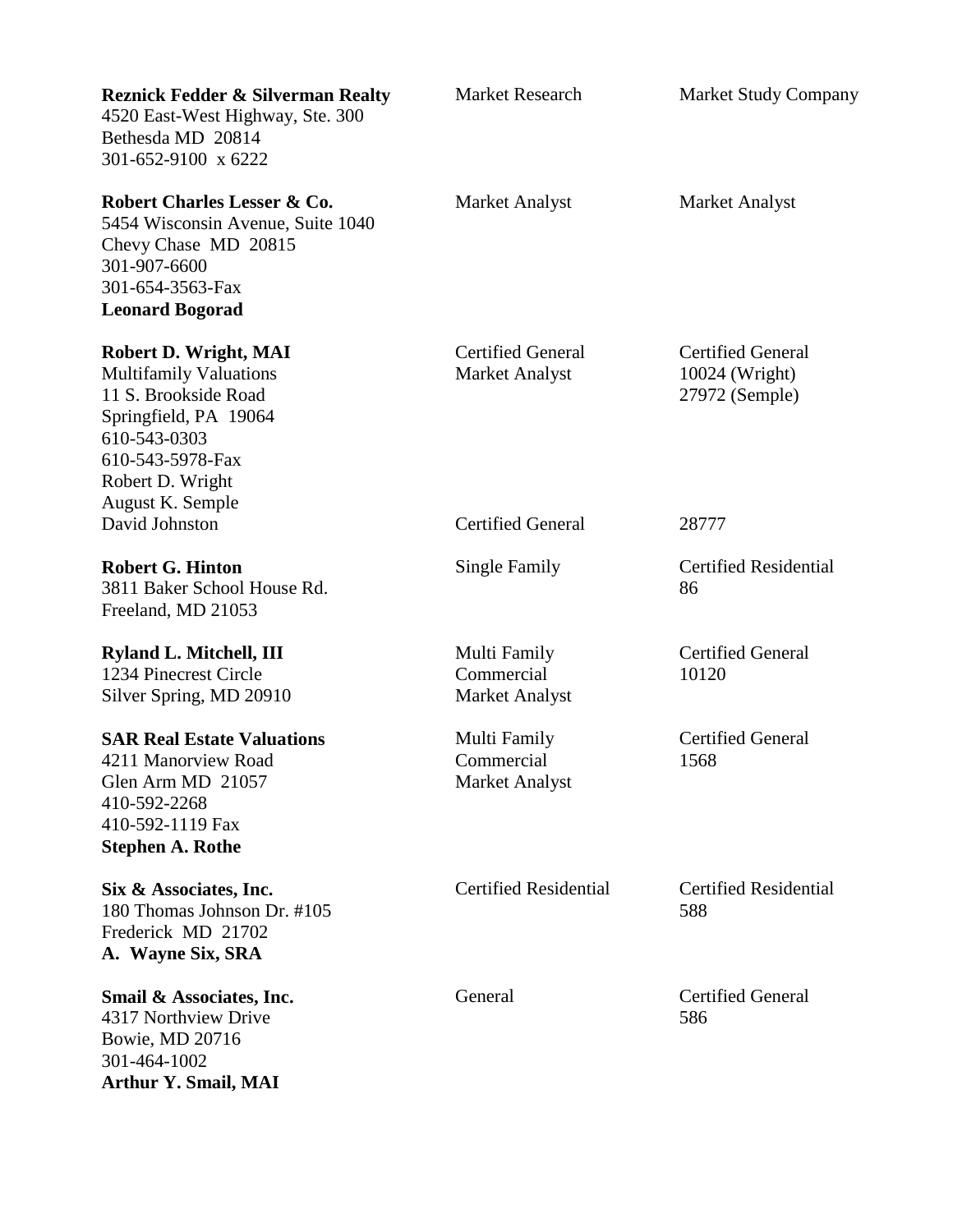| | | |
|---|---|---|
| **Reznick Fedder & Silverman Realty**<br>4520 East-West Highway, Ste. 300<br>Bethesda MD 20814<br>301-652-9100 x 6222 | Market Research | Market Study Company |
| **Robert Charles Lesser & Co.**<br>5454 Wisconsin Avenue, Suite 1040<br>Chevy Chase MD 20815<br>301-907-6600<br>301-654-3563-Fax<br>**Leonard Bogorad** | Market Analyst | Market Analyst |
| **Robert D. Wright, MAI**<br>Multifamily Valuations<br>11 S. Brookside Road<br>Springfield, PA 19064<br>610-543-0303<br>610-543-5978-Fax<br>Robert D. Wright<br>August K. Semple | Certified General<br>Market Analyst | Certified General<br>10024 (Wright)<br>27972 (Semple) |
| David Johnston | Certified General | 28777 |
| **Robert G. Hinton**<br>3811 Baker School House Rd.<br>Freeland, MD 21053 | Single Family | Certified Residential<br>86 |
| **Ryland L. Mitchell, III**<br>1234 Pinecrest Circle<br>Silver Spring, MD 20910 | Multi Family<br>Commercial<br>Market Analyst | Certified General<br>10120 |
| **SAR Real Estate Valuations**<br>4211 Manorview Road<br>Glen Arm MD 21057<br>410-592-2268<br>410-592-1119 Fax<br>**Stephen A. Rothe** | Multi Family<br>Commercial<br>Market Analyst | Certified General<br>1568 |
| **Six & Associates, Inc.**<br>180 Thomas Johnson Dr. #105<br>Frederick MD 21702<br>**A. Wayne Six, SRA** | Certified Residential | Certified Residential<br>588 |
| **Smail & Associates, Inc.**<br>4317 Northview Drive<br>Bowie, MD 20716<br>301-464-1002<br>**Arthur Y. Smail, MAI** | General | Certified General<br>586 |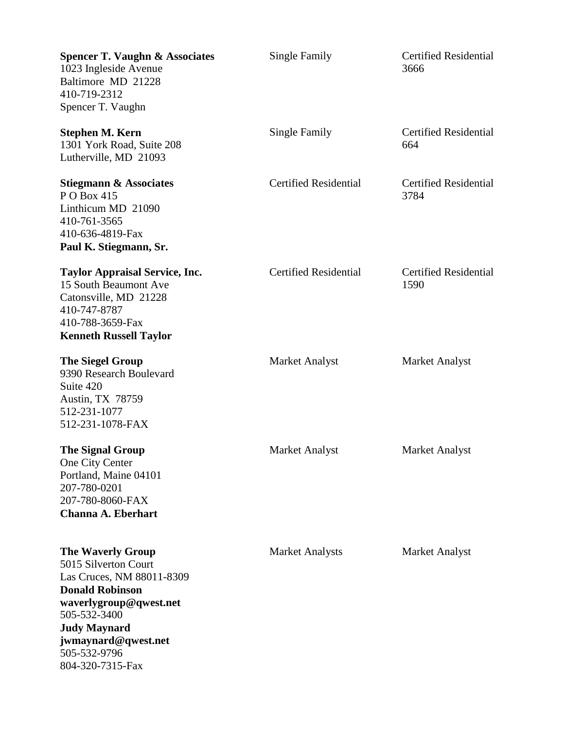| | | |
|---|---|---|
| **Spencer T. Vaughn & Associates**<br>1023 Ingleside Avenue<br>Baltimore MD 21228<br>410-719-2312<br>Spencer T. Vaughn | Single Family | Certified Residential<br>3666 |
| **Stephen M. Kern**<br>1301 York Road, Suite 208<br>Lutherville, MD 21093 | Single Family | Certified Residential<br>664 |
| **Stiegmann & Associates**<br>P O Box 415<br>Linthicum MD 21090<br>410-761-3565<br>410-636-4819-Fax<br>**Paul K. Stiegmann, Sr.** | Certified Residential | Certified Residential<br>3784 |
| **Taylor Appraisal Service, Inc.**<br>15 South Beaumont Ave<br>Catonsville, MD 21228<br>410-747-8787<br>410-788-3659-Fax<br>**Kenneth Russell Taylor** | Certified Residential | Certified Residential<br>1590 |
| **The Siegel Group**<br>9390 Research Boulevard<br>Suite 420<br>Austin, TX 78759<br>512-231-1077<br>512-231-1078-FAX | Market Analyst | Market Analyst |
| **The Signal Group**<br>One City Center<br>Portland, Maine 04101<br>207-780-0201<br>207-780-8060-FAX<br>**Channa A. Eberhart** | Market Analyst | Market Analyst |
| **The Waverly Group**<br>5015 Silverton Court<br>Las Cruces, NM 88011-8309<br>**Donald Robinson**<br>**waverlygroup@qwest.net**<br>505-532-3400<br>**Judy Maynard**<br>**jwmaynard@qwest.net**<br>505-532-9796<br>804-320-7315-Fax | Market Analysts | Market Analyst |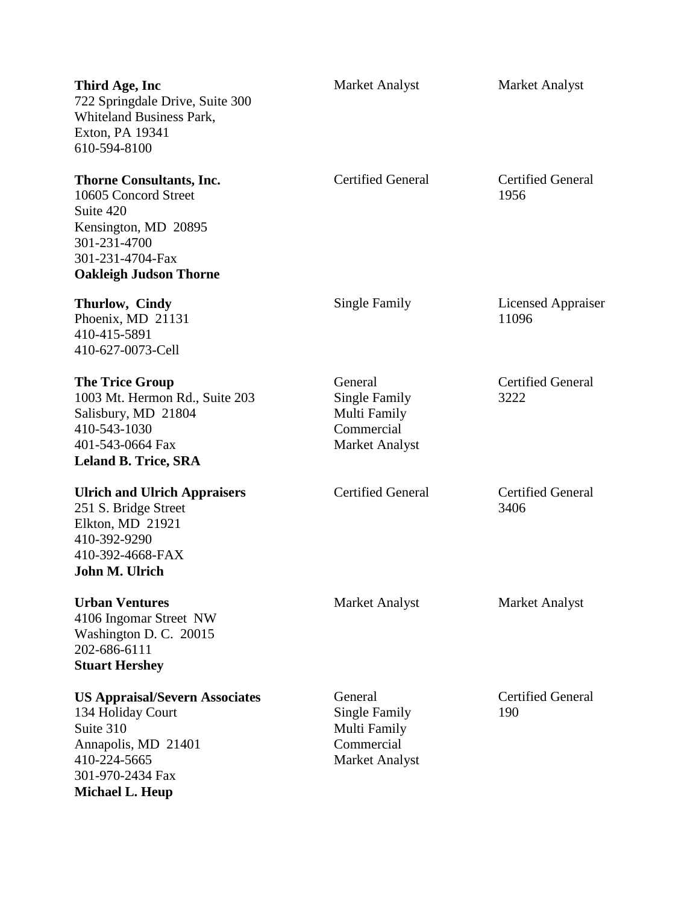| | | |
|---|---|---|
| **Third Age, Inc**<br>722 Springdale Drive, Suite 300<br>Whiteland Business Park,<br>Exton, PA 19341<br>610-594-8100 | Market Analyst | Market Analyst |
| **Thorne Consultants, Inc.**<br>10605 Concord Street<br>Suite 420<br>Kensington, MD 20895<br>301-231-4700<br>301-231-4704-Fax<br>**Oakleigh Judson Thorne** | Certified General | Certified General<br>1956 |
| **Thurlow, Cindy**<br>Phoenix, MD 21131<br>410-415-5891<br>410-627-0073-Cell | Single Family | Licensed Appraiser<br>11096 |
| **The Trice Group**<br>1003 Mt. Hermon Rd., Suite 203<br>Salisbury, MD 21804<br>410-543-1030<br>401-543-0664 Fax<br>**Leland B. Trice, SRA** | General<br>Single Family<br>Multi Family<br>Commercial<br>Market Analyst | Certified General<br>3222 |
| **Ulrich and Ulrich Appraisers**<br>251 S. Bridge Street<br>Elkton, MD 21921<br>410-392-9290<br>410-392-4668-FAX<br>**John M. Ulrich** | Certified General | Certified General<br>3406 |
| **Urban Ventures**<br>4106 Ingomar Street NW<br>Washington D. C. 20015<br>202-686-6111<br>**Stuart Hershey** | Market Analyst | Market Analyst |
| **US Appraisal/Severn Associates**<br>134 Holiday Court<br>Suite 310<br>Annapolis, MD 21401<br>410-224-5665<br>301-970-2434 Fax<br>**Michael L. Heup** | General<br>Single Family<br>Multi Family<br>Commercial<br>Market Analyst | Certified General<br>190 |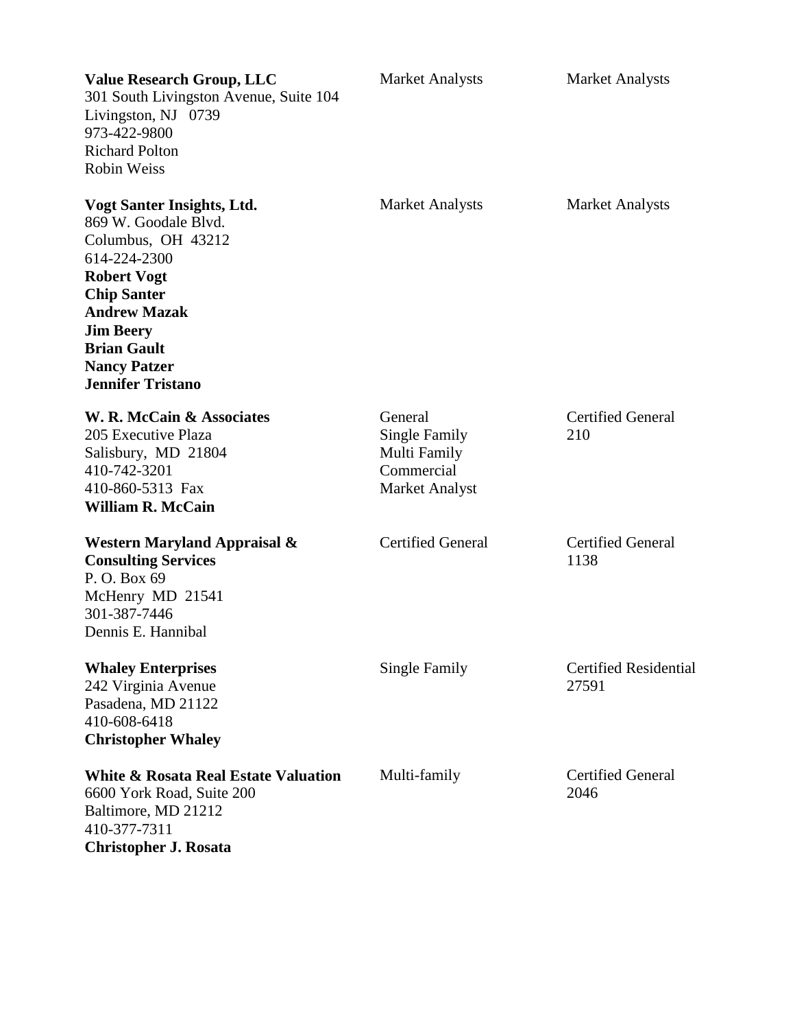| | | |
|---|---|---|
| **Value Research Group, LLC**<br>301 South Livingston Avenue, Suite 104<br>Livingston, NJ 0739<br>973-422-9800<br>Richard Polton<br>Robin Weiss | Market Analysts | Market Analysts |
| **Vogt Santer Insights, Ltd.**<br>869 W. Goodale Blvd.<br>Columbus, OH 43212<br>614-224-2300<br>**Robert Vogt**<br>**Chip Santer**<br>**Andrew Mazak**<br>**Jim Beery**<br>**Brian Gault**<br>**Nancy Patzer**<br>**Jennifer Tristano** | Market Analysts | Market Analysts |
| **W. R. McCain & Associates**<br>205 Executive Plaza<br>Salisbury, MD 21804<br>410-742-3201<br>410-860-5313 Fax<br>**William R. McCain** | General<br>Single Family<br>Multi Family<br>Commercial<br>Market Analyst | Certified General<br>210 |
| **Western Maryland Appraisal & Consulting Services**<br>P. O. Box 69<br>McHenry MD 21541<br>301-387-7446<br>Dennis E. Hannibal | Certified General | Certified General<br>1138 |
| **Whaley Enterprises**<br>242 Virginia Avenue<br>Pasadena, MD 21122<br>410-608-6418<br>**Christopher Whaley** | Single Family | Certified Residential<br>27591 |
| **White & Rosata Real Estate Valuation**<br>6600 York Road, Suite 200<br>Baltimore, MD 21212<br>410-377-7311<br>**Christopher J. Rosata** | Multi-family | Certified General<br>2046 |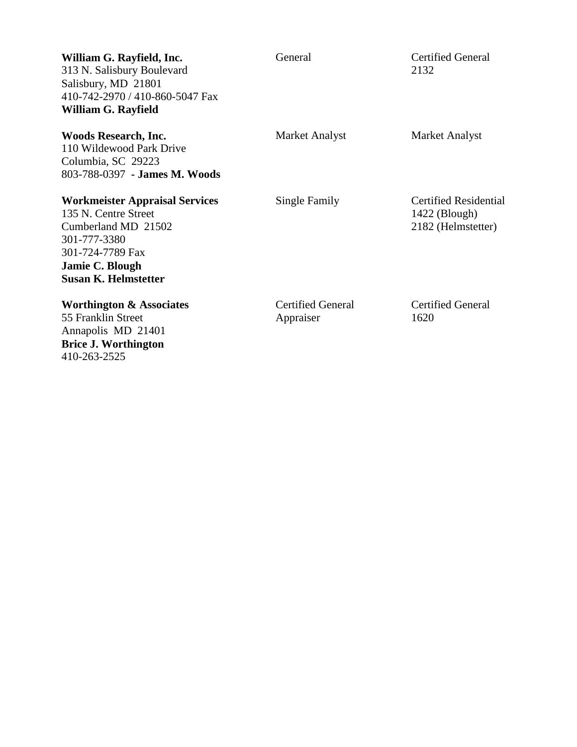| | | |
|---|---|---|
| **William G. Rayfield, Inc.**<br>313 N. Salisbury Boulevard<br>Salisbury, MD 21801<br>410-742-2970 / 410-860-5047 Fax<br>**William G. Rayfield** | General | Certified General<br>2132 |
| **Woods Research, Inc.**<br>110 Wildewood Park Drive<br>Columbia, SC 29223<br>803-788-0397 - **James M. Woods** | Market Analyst | Market Analyst |
| **Workmeister Appraisal Services**<br>135 N. Centre Street<br>Cumberland MD 21502<br>301-777-3380<br>301-724-7789 Fax<br>**Jamie C. Blough**<br>**Susan K. Helmstetter** | Single Family | Certified Residential<br>1422 (Blough)<br>2182 (Helmstetter) |
| **Worthington & Associates**<br>55 Franklin Street<br>Annapolis MD 21401<br>**Brice J. Worthington**<br>410-263-2525 | Certified General Appraiser | Certified General<br>1620 |